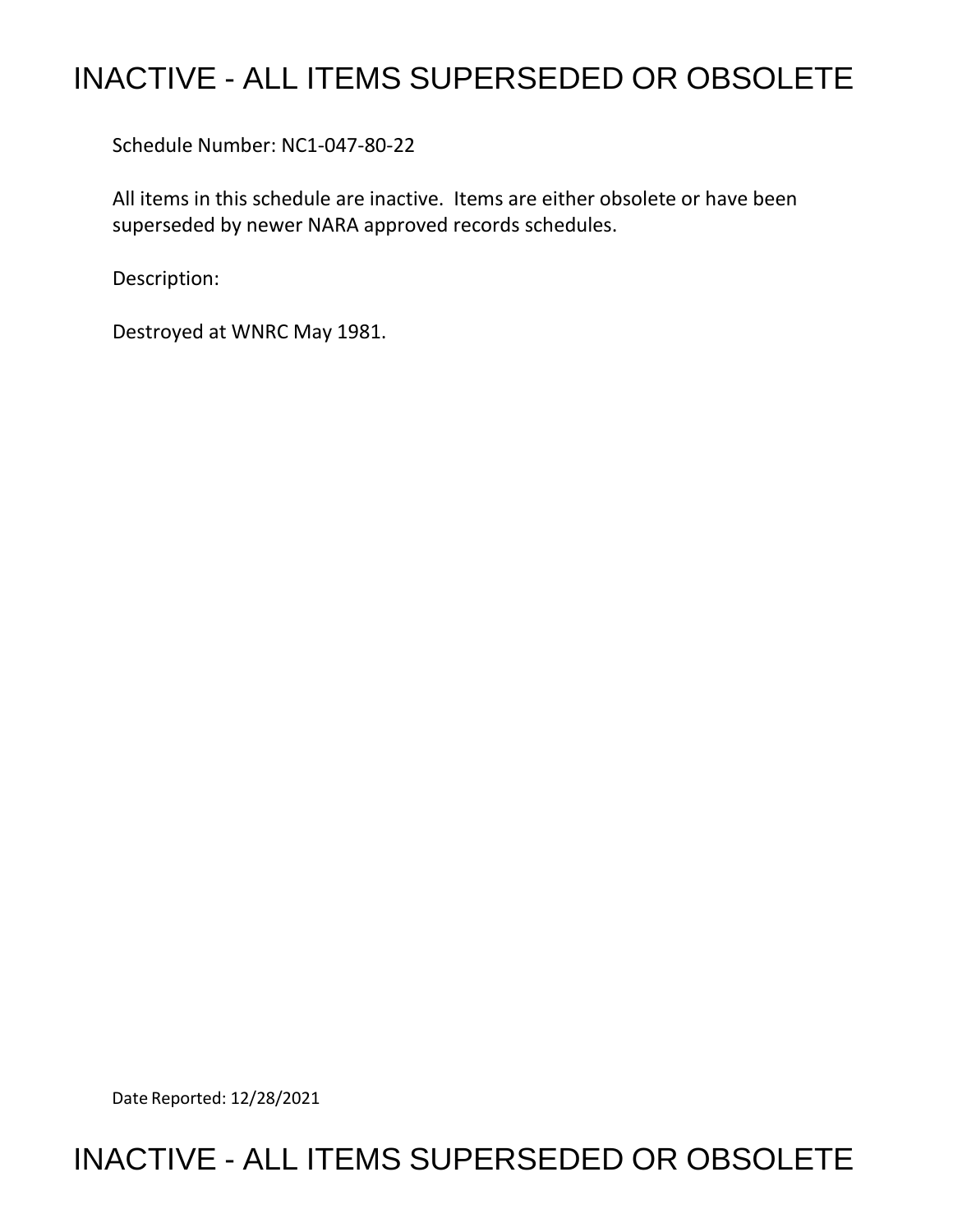# INACTIVE - ALL ITEMS SUPERSEDED OR OBSOLETE

Schedule Number: NC1-047-80-22

All items in this schedule are inactive. Items are either obsolete or have been superseded by newer NARA approved records schedules.

Description:

Destroyed at WNRC May 1981.

Date Reported: 12/28/2021

# INACTIVE - ALL ITEMS SUPERSEDED OR OBSOLETE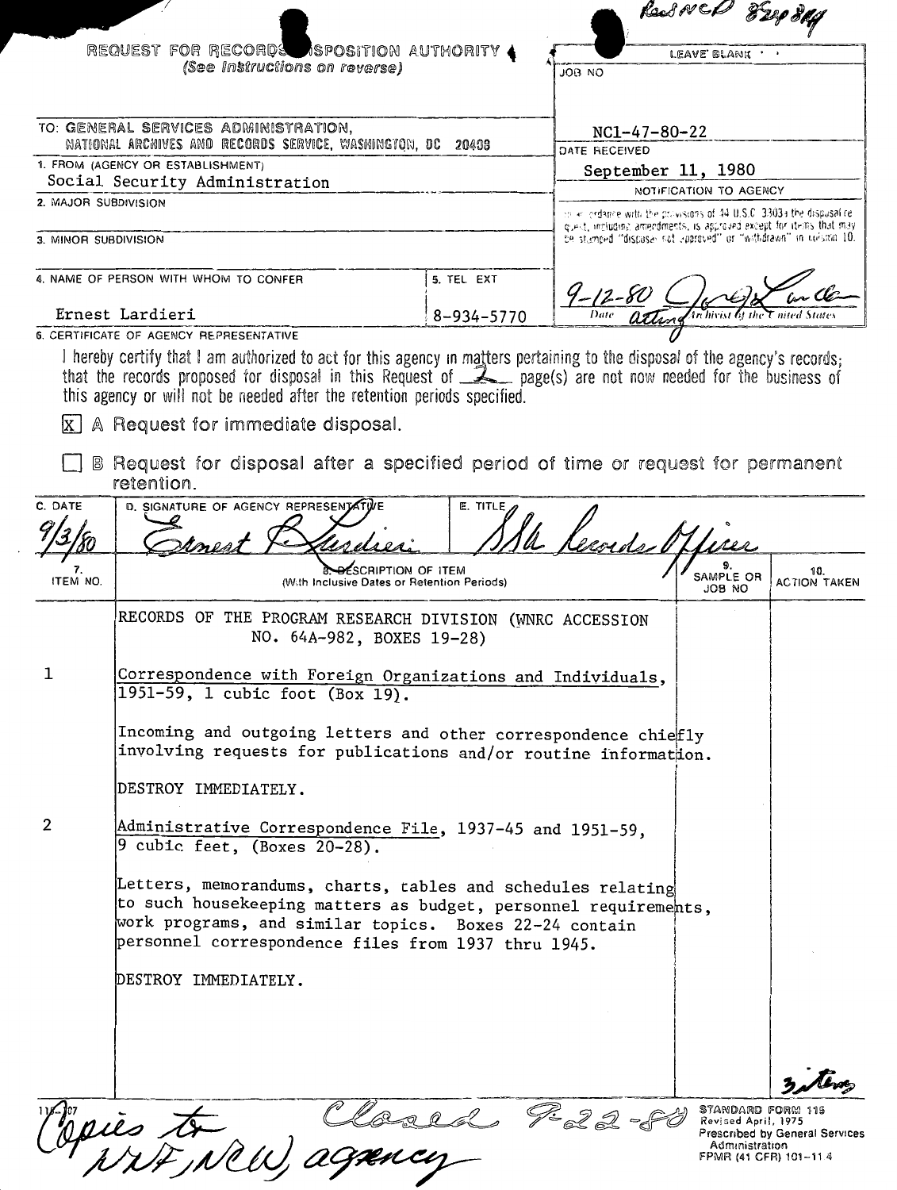Recd NCD 8 Sep 80

**REQUEST FOR RECORDS DISPOSITION AUTHORITY**
*(See Instructions on reverse)*

| LEAVE BLANK |
|---|
| JOB NO |
| NC1-47-80-22 |
| DATE RECEIVED |
| September 11, 1980 |
| NOTIFICATION TO AGENCY |
| In accordance with the provisions of 44 U.S.C. 3303a the disposal request, including amendments, is approved except for items that may be stamped "disposal not approved" or "withdrawn" in column 10. |
| 9-12-80 (signature) Date Acting Archivist of the United States |

TO: GENERAL SERVICES ADMINISTRATION, NATIONAL ARCHIVES AND RECORDS SERVICE, WASHINGTON, DC 20408

1. FROM (AGENCY OR ESTABLISHMENT)
Social Security Administration

2. MAJOR SUBDIVISION

3. MINOR SUBDIVISION

4. NAME OF PERSON WITH WHOM TO CONFER: Ernest Lardieri

5. TEL EXT: 8-934-5770

6. CERTIFICATE OF AGENCY REPRESENTATIVE

I hereby certify that I am authorized to act for this agency in matters pertaining to the disposal of the agency's records; that the records proposed for disposal in this Request of 2 page(s) are not now needed for the business of this agency or will not be needed after the retention periods specified.

[X] A Request for immediate disposal.

[ ] B Request for disposal after a specified period of time or request for permanent retention.

| C. DATE | D. SIGNATURE OF AGENCY REPRESENTATIVE | E. TITLE |
|---|---|---|
| 9/3/80 | Ernest P. Lardieri | SSA Records Officer |

| 7. ITEM NO. | 8. DESCRIPTION OF ITEM (With Inclusive Dates or Retention Periods) | 9. SAMPLE OR JOB NO | 10. ACTION TAKEN |
|---|---|---|---|
| | RECORDS OF THE PROGRAM RESEARCH DIVISION (WNRC ACCESSION NO. 64A-982, BOXES 19-28) | | |
| 1 | <u>Correspondence with Foreign Organizations and Individuals</u>, 1951-59, 1 cubic foot (Box 19).<br><br>Incoming and outgoing letters and other correspondence chiefly involving requests for publications and/or routine information.<br><br>DESTROY IMMEDIATELY. | | |
| 2 | <u>Administrative Correspondence File</u>, 1937-45 and 1951-59, 9 cubic feet, (Boxes 20-28).<br><br>Letters, memorandums, charts, tables and schedules relating to such housekeeping matters as budget, personnel requirements, work programs, and similar topics. Boxes 22-24 contain personnel correspondence files from 1937 thru 1945.<br><br>DESTROY IMMEDIATELY. | | |
| | | | 3 items |

115-107

Copies to NNF, NCW, agency

Closed 9-22-80

STANDARD FORM 115
Revised April, 1975
Prescribed by General Services Administration
FPMR (41 CFR) 101-11.4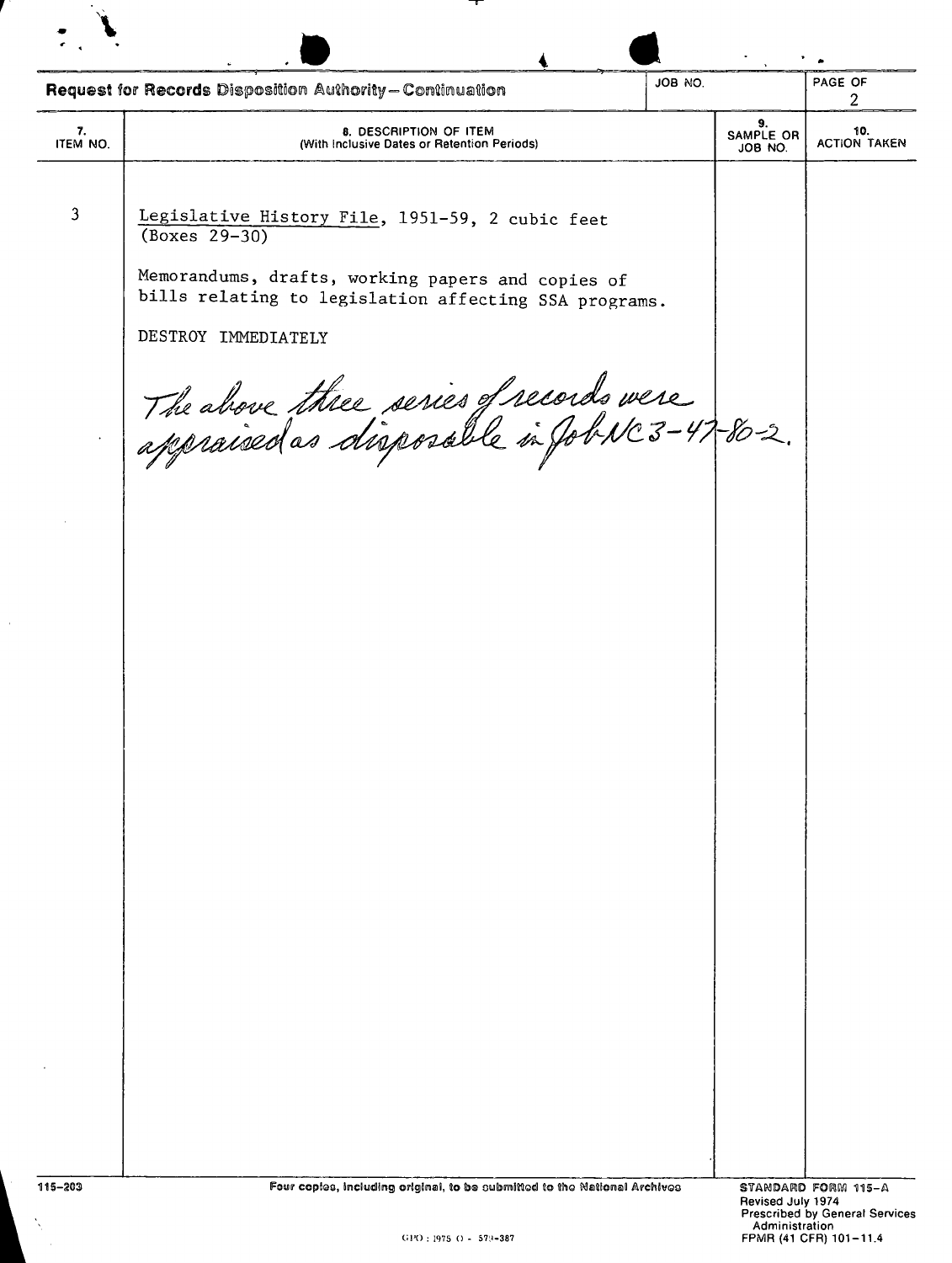**Request for Records Disposition Authority—Continuation**

| JOB NO. | PAGE OF |
| --- | --- |
| | 2 |

| 7. ITEM NO. | 8. DESCRIPTION OF ITEM (With Inclusive Dates or Retention Periods) | 9. SAMPLE OR JOB NO. | 10. ACTION TAKEN |
| --- | --- | --- | --- |
| 3 | <u>Legislative History File</u>, 1951-59, 2 cubic feet (Boxes 29-30)<br><br>Memorandums, drafts, working papers and copies of bills relating to legislation affecting SSA programs.<br><br>DESTROY IMMEDIATELY<br><br>*The above three series of records were appraised as disposable in Job NC3-47-80-2.* | | |

115-203 Four copies, including original, to be submitted to the National Archives

STANDARD FORM 115-A
Revised July 1974
Prescribed by General Services Administration
FPMR (41 CFR) 101-11.4

GPO : 1975 O - 574-387